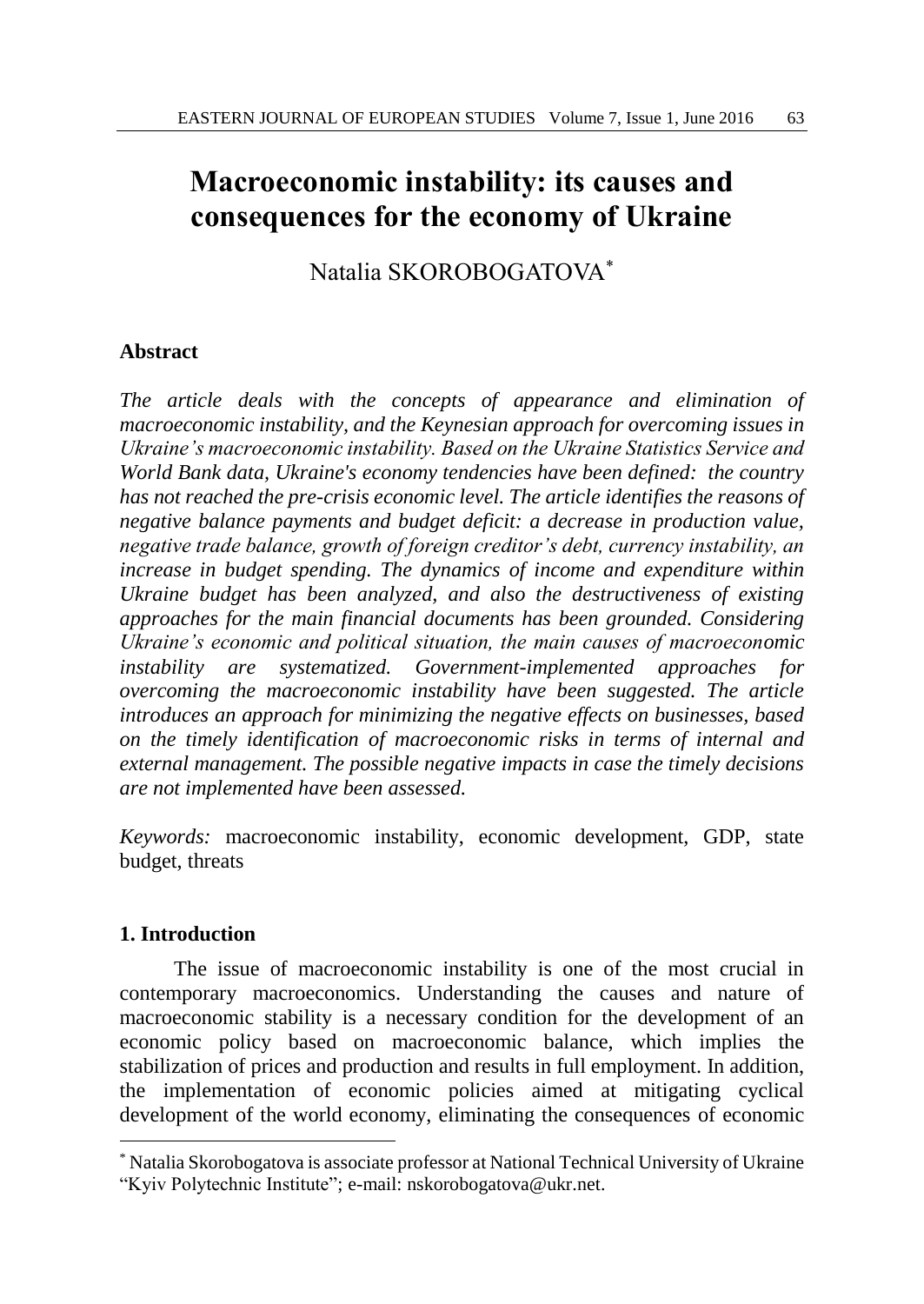# Macroeconomic instability: its causes and consequences for the economy of Ukraine

Natalia SKOROBOGATOVA[*]

## Abstract

*The article deals with the concepts of appearance and elimination of macroeconomic instability, and the Keynesian approach for overcoming issues in Ukraine's macroeconomic instability. Based on the Ukraine Statistics Service and World Bank data, Ukraine's economy tendencies have been defined: the country has not reached the pre-crisis economic level. The article identifies the reasons of negative balance payments and budget deficit: a decrease in production value, negative trade balance, growth of foreign creditor's debt, currency instability, an increase in budget spending. The dynamics of income and expenditure within Ukraine budget has been analyzed, and also the destructiveness of existing approaches for the main financial documents has been grounded. Considering Ukraine's economic and political situation, the main causes of macroeconomic instability are systematized. Government-implemented approaches for overcoming the macroeconomic instability have been suggested. The article introduces an approach for minimizing the negative effects on businesses, based on the timely identification of macroeconomic risks in terms of internal and external management. The possible negative impacts in case the timely decisions are not implemented have been assessed.*

*Keywords:* macroeconomic instability, economic development, GDP, state budget, threats

## 1. Introduction

The issue of macroeconomic instability is one of the most crucial in contemporary macroeconomics. Understanding the causes and nature of macroeconomic stability is a necessary condition for the development of an economic policy based on macroeconomic balance, which implies the stabilization of prices and production and results in full employment. In addition, the implementation of economic policies aimed at mitigating cyclical development of the world economy, eliminating the consequences of economic

[*] Natalia Skorobogatova is associate professor at National Technical University of Ukraine "Kyiv Polytechnic Institute"; e-mail: nskorobogatova@ukr.net.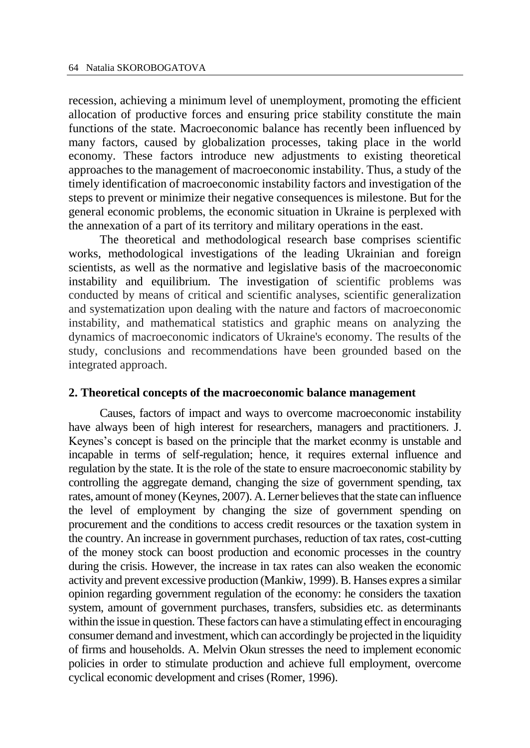recession, achieving a minimum level of unemployment, promoting the efficient allocation of productive forces and ensuring price stability constitute the main functions of the state. Macroeconomic balance has recently been influenced by many factors, caused by globalization processes, taking place in the world economy. These factors introduce new adjustments to existing theoretical approaches to the management of macroeconomic instability. Thus, a study of the timely identification of macroeconomic instability factors and investigation of the steps to prevent or minimize their negative consequences is milestone. But for the general economic problems, the economic situation in Ukraine is perplexed with the annexation of a part of its territory and military operations in the east.

The theoretical and methodological research base comprises scientific works, methodological investigations of the leading Ukrainian and foreign scientists, as well as the normative and legislative basis of the macroeconomic instability and equilibrium. The investigation of scientific problems was conducted by means of critical and scientific analyses, scientific generalization and systematization upon dealing with the nature and factors of macroeconomic instability, and mathematical statistics and graphic means on analyzing the dynamics of macroeconomic indicators of Ukraine's economy. The results of the study, conclusions and recommendations have been grounded based on the integrated approach.

## 2. Theoretical concepts of the macroeconomic balance management

Causes, factors of impact and ways to overcome macroeconomic instability have always been of high interest for researchers, managers and practitioners. J. Keynes's concept is based on the principle that the market econmy is unstable and incapable in terms of self-regulation; hence, it requires external influence and regulation by the state. It is the role of the state to ensure macroeconomic stability by controlling the aggregate demand, changing the size of government spending, tax rates, amount of money (Keynes, 2007). A. Lerner believes that the state can influence the level of employment by changing the size of government spending on procurement and the conditions to access credit resources or the taxation system in the country. An increase in government purchases, reduction of tax rates, cost-cutting of the money stock can boost production and economic processes in the country during the crisis. However, the increase in tax rates can also weaken the economic activity and prevent excessive production (Mankiw, 1999). B. Hanses expres a similar opinion regarding government regulation of the economy: he considers the taxation system, amount of government purchases, transfers, subsidies etc. as determinants within the issue in question. These factors can have a stimulating effect in encouraging consumer demand and investment, which can accordingly be projected in the liquidity of firms and households. A. Melvin Okun stresses the need to implement economic policies in order to stimulate production and achieve full employment, overcome cyclical economic development and crises (Romer, 1996).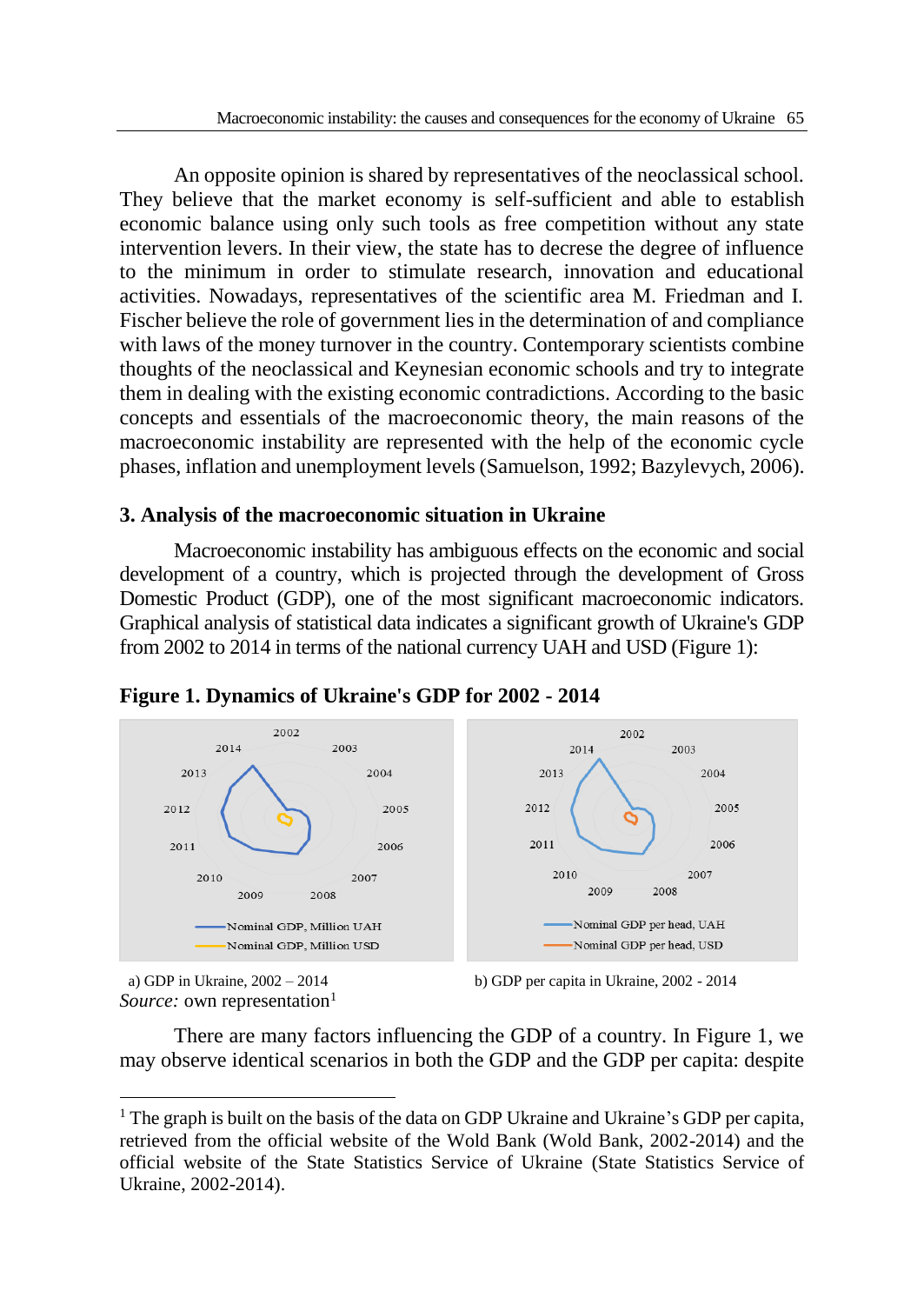An opposite opinion is shared by representatives of the neoclassical school. They believe that the market economy is self-sufficient and able to establish economic balance using only such tools as free competition without any state intervention levers. In their view, the state has to decrese the degree of influence to the minimum in order to stimulate research, innovation and educational activities. Nowadays, representatives of the scientific area M. Friedman and I. Fischer believe the role of government lies in the determination of and compliance with laws of the money turnover in the country. Contemporary scientists combine thoughts of the neoclassical and Keynesian economic schools and try to integrate them in dealing with the existing economic contradictions. According to the basic concepts and essentials of the macroeconomic theory, the main reasons of the macroeconomic instability are represented with the help of the economic cycle phases, inflation and unemployment levels (Samuelson, 1992; Bazylevych, 2006).

## 3. Analysis of the macroeconomic situation in Ukraine

Macroeconomic instability has ambiguous effects on the economic and social development of a country, which is projected through the development of Gross Domestic Product (GDP), one of the most significant macroeconomic indicators. Graphical analysis of statistical data indicates a significant growth of Ukraine's GDP from 2002 to 2014 in terms of the national currency UAH and USD (Figure 1):

**Figure 1. Dynamics of Ukraine's GDP for 2002 - 2014**

a) GDP in Ukraine, 2002 – 2014 b) GDP per capita in Ukraine, 2002 - 2014

*Source:* own representation[1]

There are many factors influencing the GDP of a country. In Figure 1, we may observe identical scenarios in both the GDP and the GDP per capita: despite

[1] The graph is built on the basis of the data on GDP Ukraine and Ukraine's GDP per capita, retrieved from the official website of the Wold Bank (Wold Bank, 2002-2014) and the official website of the State Statistics Service of Ukraine (State Statistics Service of Ukraine, 2002-2014).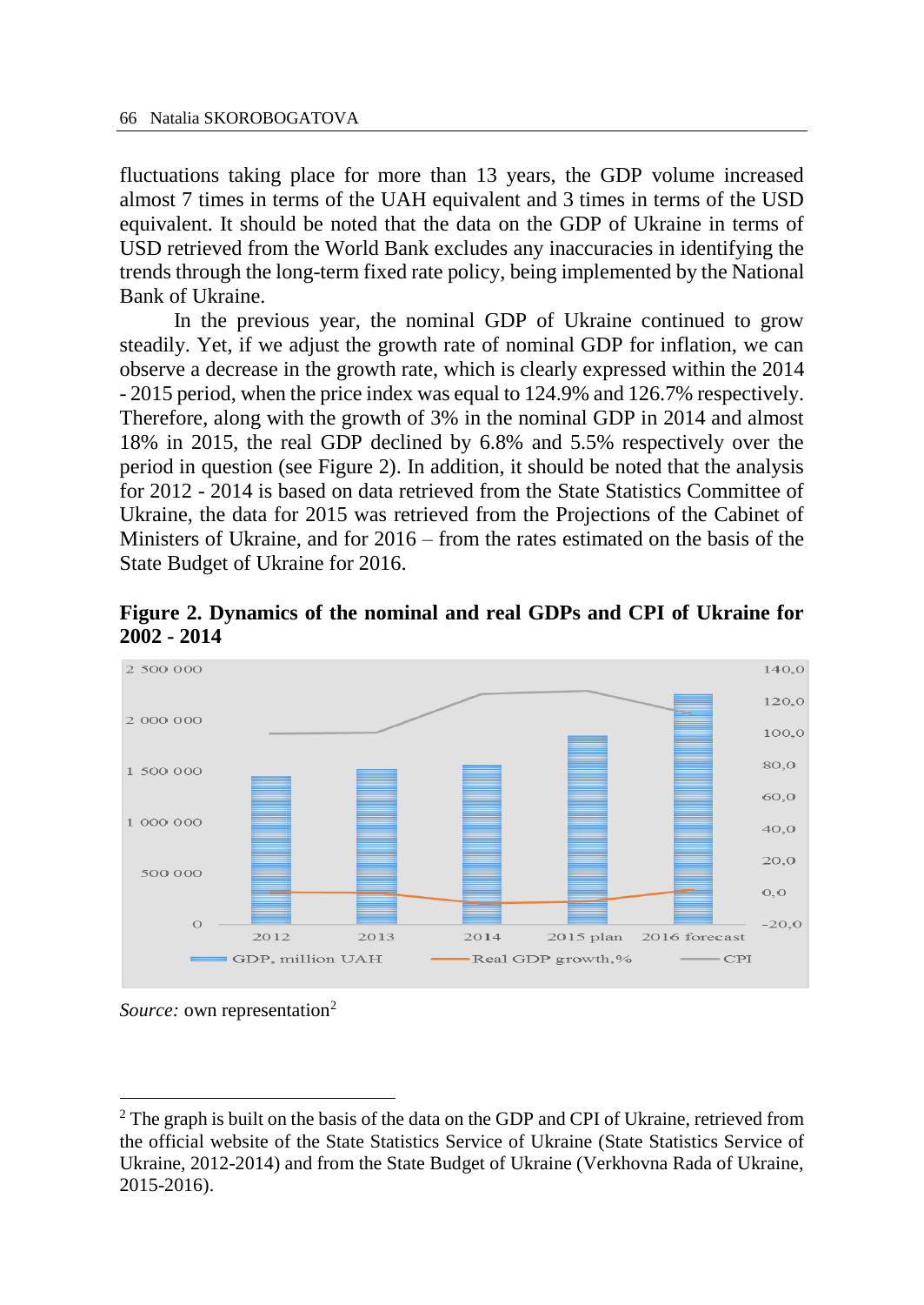fluctuations taking place for more than 13 years, the GDP volume increased almost 7 times in terms of the UAH equivalent and 3 times in terms of the USD equivalent. It should be noted that the data on the GDP of Ukraine in terms of USD retrieved from the World Bank excludes any inaccuracies in identifying the trends through the long-term fixed rate policy, being implemented by the National Bank of Ukraine.

In the previous year, the nominal GDP of Ukraine continued to grow steadily. Yet, if we adjust the growth rate of nominal GDP for inflation, we can observe a decrease in the growth rate, which is clearly expressed within the 2014 - 2015 period, when the price index was equal to 124.9% and 126.7% respectively. Therefore, along with the growth of 3% in the nominal GDP in 2014 and almost 18% in 2015, the real GDP declined by 6.8% and 5.5% respectively over the period in question (see Figure 2). In addition, it should be noted that the analysis for 2012 - 2014 is based on data retrieved from the State Statistics Committee of Ukraine, the data for 2015 was retrieved from the Projections of the Cabinet of Ministers of Ukraine, and for 2016 – from the rates estimated on the basis of the State Budget of Ukraine for 2016.

**Figure 2. Dynamics of the nominal and real GDPs and CPI of Ukraine for 2002 - 2014**

*Source:* own representation[2]

---

[2] The graph is built on the basis of the data on the GDP and CPI of Ukraine, retrieved from the official website of the State Statistics Service of Ukraine (State Statistics Service of Ukraine, 2012-2014) and from the State Budget of Ukraine (Verkhovna Rada of Ukraine, 2015-2016).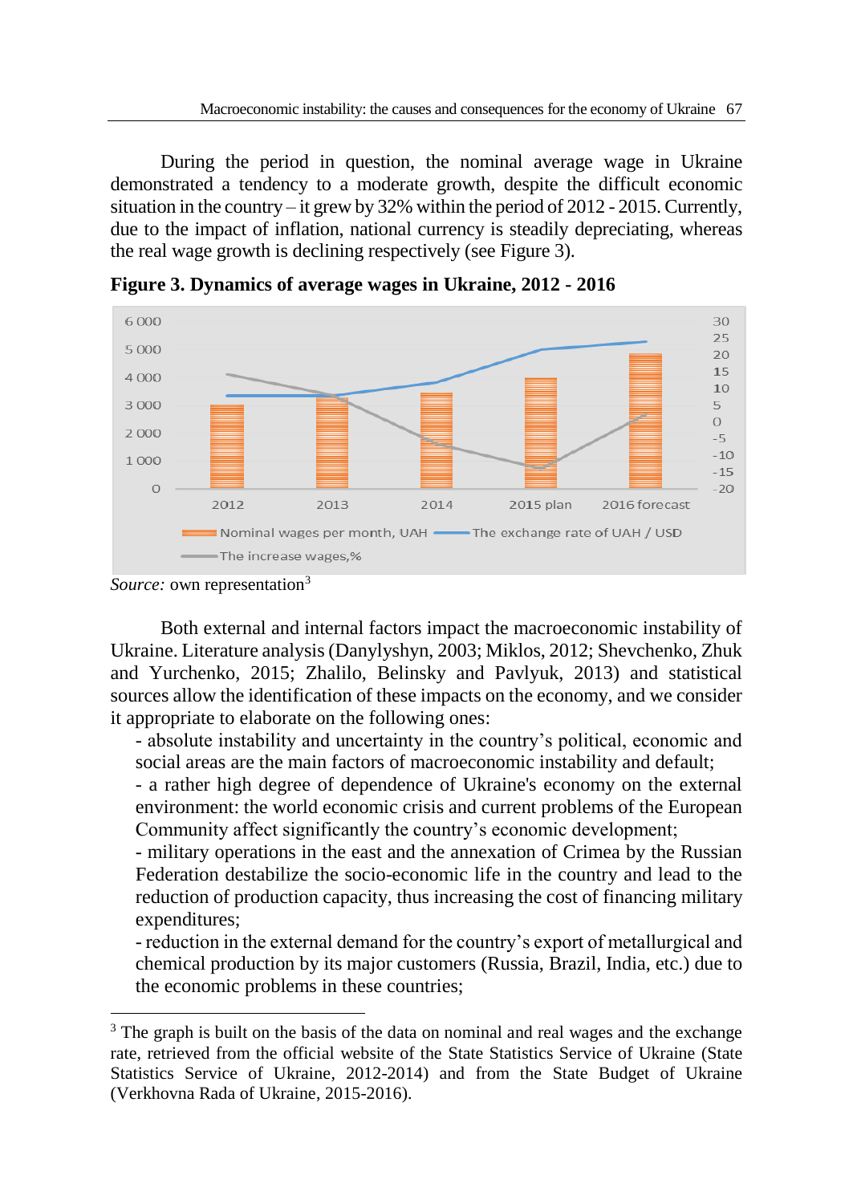During the period in question, the nominal average wage in Ukraine demonstrated a tendency to a moderate growth, despite the difficult economic situation in the country – it grew by 32% within the period of 2012 - 2015. Currently, due to the impact of inflation, national currency is steadily depreciating, whereas the real wage growth is declining respectively (see Figure 3).

**Figure 3. Dynamics of average wages in Ukraine, 2012 - 2016**

*Source:* own representation[3]

Both external and internal factors impact the macroeconomic instability of Ukraine. Literature analysis (Danylyshyn, 2003; Miklos, 2012; Shevchenko, Zhuk and Yurchenko, 2015; Zhalilo, Belinsky and Pavlyuk, 2013) and statistical sources allow the identification of these impacts on the economy, and we consider it appropriate to elaborate on the following ones:

- absolute instability and uncertainty in the country's political, economic and social areas are the main factors of macroeconomic instability and default;
- a rather high degree of dependence of Ukraine's economy on the external environment: the world economic crisis and current problems of the European Community affect significantly the country's economic development;
- military operations in the east and the annexation of Crimea by the Russian Federation destabilize the socio-economic life in the country and lead to the reduction of production capacity, thus increasing the cost of financing military expenditures;
- reduction in the external demand for the country's export of metallurgical and chemical production by its major customers (Russia, Brazil, India, etc.) due to the economic problems in these countries;

---

[3] The graph is built on the basis of the data on nominal and real wages and the exchange rate, retrieved from the official website of the State Statistics Service of Ukraine (State Statistics Service of Ukraine, 2012-2014) and from the State Budget of Ukraine (Verkhovna Rada of Ukraine, 2015-2016).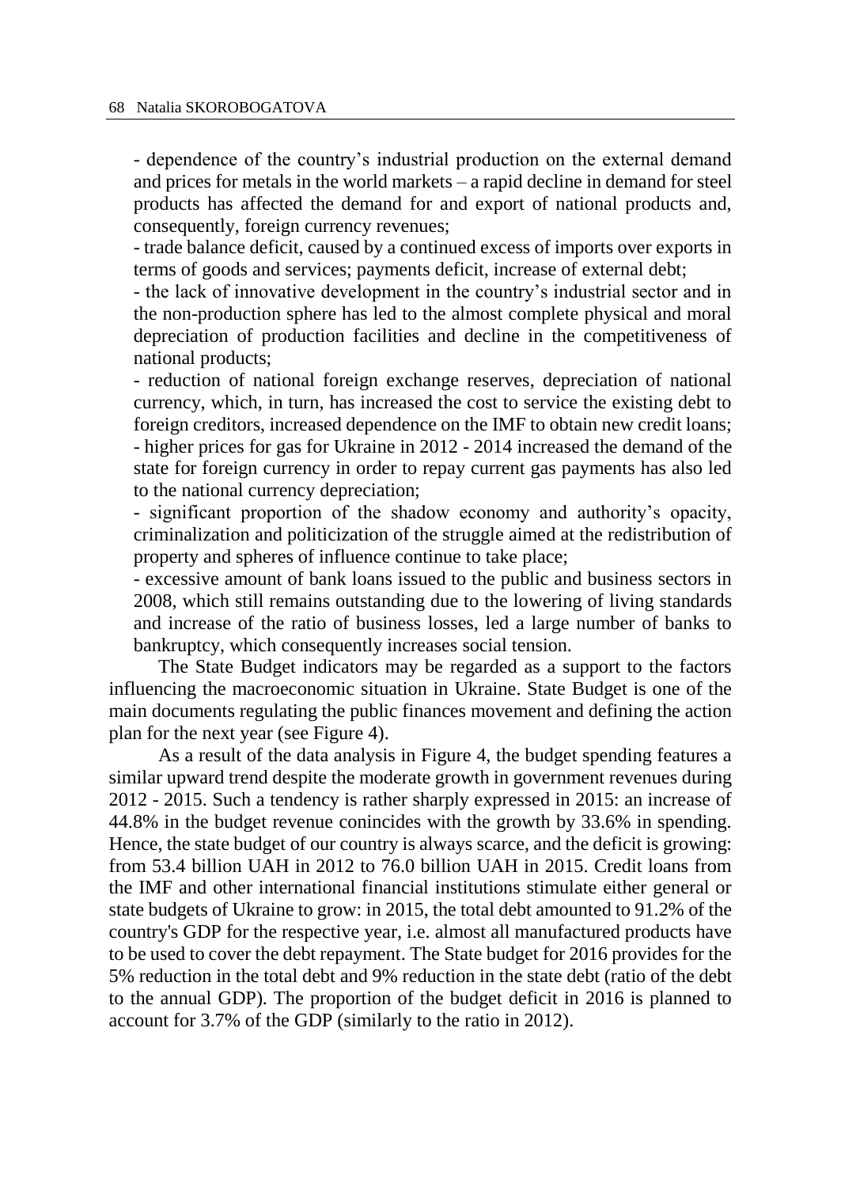- dependence of the country's industrial production on the external demand and prices for metals in the world markets – a rapid decline in demand for steel products has affected the demand for and export of national products and, consequently, foreign currency revenues;

- trade balance deficit, caused by a continued excess of imports over exports in terms of goods and services; payments deficit, increase of external debt;

- the lack of innovative development in the country's industrial sector and in the non-production sphere has led to the almost complete physical and moral depreciation of production facilities and decline in the competitiveness of national products;

- reduction of national foreign exchange reserves, depreciation of national currency, which, in turn, has increased the cost to service the existing debt to foreign creditors, increased dependence on the IMF to obtain new credit loans;

- higher prices for gas for Ukraine in 2012 - 2014 increased the demand of the state for foreign currency in order to repay current gas payments has also led to the national currency depreciation;

- significant proportion of the shadow economy and authority's opacity, criminalization and politicization of the struggle aimed at the redistribution of property and spheres of influence continue to take place;

- excessive amount of bank loans issued to the public and business sectors in 2008, which still remains outstanding due to the lowering of living standards and increase of the ratio of business losses, led a large number of banks to bankruptcy, which consequently increases social tension.

The State Budget indicators may be regarded as a support to the factors influencing the macroeconomic situation in Ukraine. State Budget is one of the main documents regulating the public finances movement and defining the action plan for the next year (see Figure 4).

As a result of the data analysis in Figure 4, the budget spending features a similar upward trend despite the moderate growth in government revenues during 2012 - 2015. Such a tendency is rather sharply expressed in 2015: an increase of 44.8% in the budget revenue conincides with the growth by 33.6% in spending. Hence, the state budget of our country is always scarce, and the deficit is growing: from 53.4 billion UAH in 2012 to 76.0 billion UAH in 2015. Credit loans from the IMF and other international financial institutions stimulate either general or state budgets of Ukraine to grow: in 2015, the total debt amounted to 91.2% of the country's GDP for the respective year, i.e. almost all manufactured products have to be used to cover the debt repayment. The State budget for 2016 provides for the 5% reduction in the total debt and 9% reduction in the state debt (ratio of the debt to the annual GDP). The proportion of the budget deficit in 2016 is planned to account for 3.7% of the GDP (similarly to the ratio in 2012).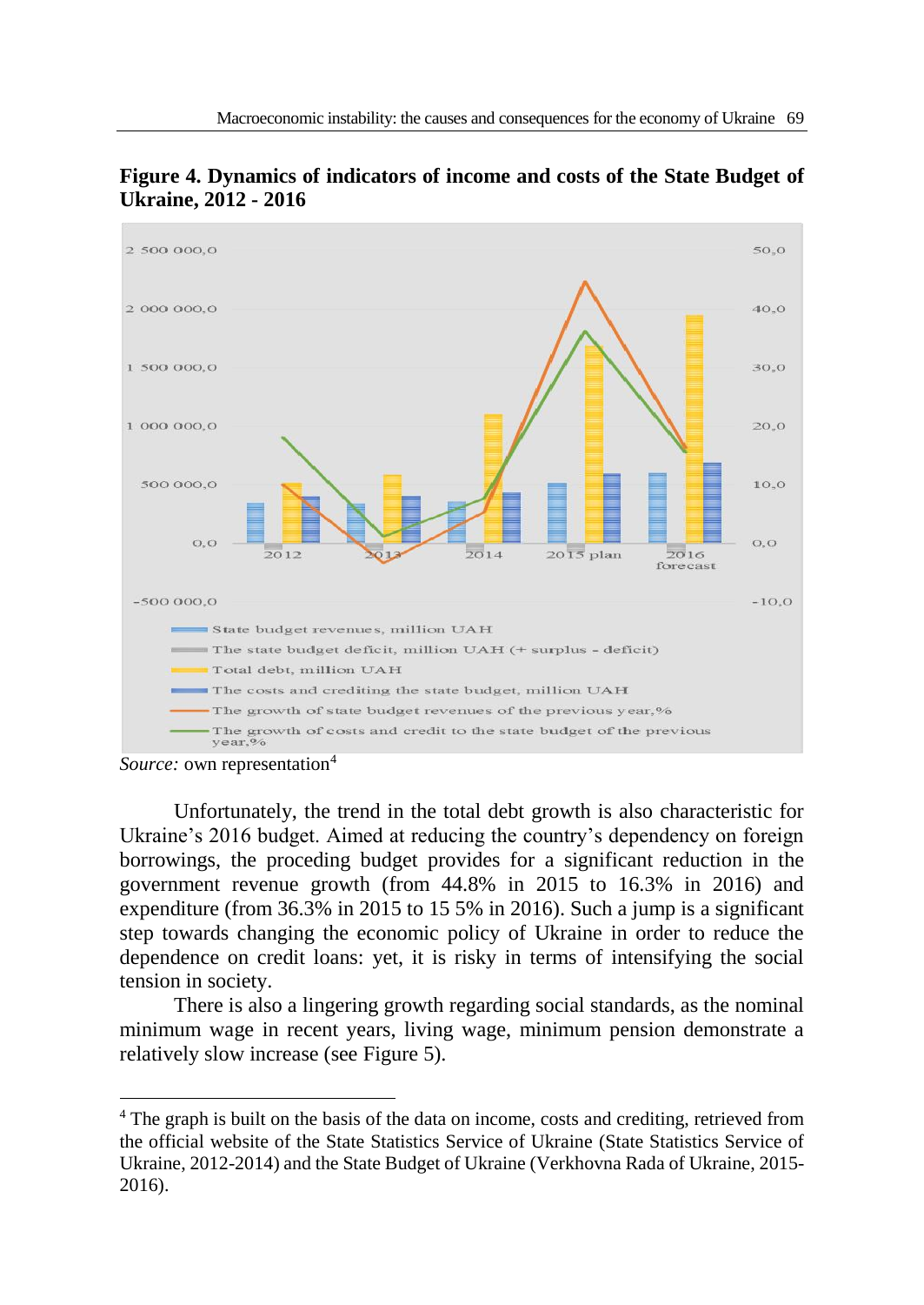**Figure 4. Dynamics of indicators of income and costs of the State Budget of Ukraine, 2012 - 2016**

*Source:* own representation[4]

Unfortunately, the trend in the total debt growth is also characteristic for Ukraine's 2016 budget. Aimed at reducing the country's dependency on foreign borrowings, the proceding budget provides for a significant reduction in the government revenue growth (from 44.8% in 2015 to 16.3% in 2016) and expenditure (from 36.3% in 2015 to 15 5% in 2016). Such a jump is a significant step towards changing the economic policy of Ukraine in order to reduce the dependence on credit loans: yet, it is risky in terms of intensifying the social tension in society.

There is also a lingering growth regarding social standards, as the nominal minimum wage in recent years, living wage, minimum pension demonstrate a relatively slow increase (see Figure 5).

---

[4] The graph is built on the basis of the data on income, costs and crediting, retrieved from the official website of the State Statistics Service of Ukraine (State Statistics Service of Ukraine, 2012-2014) and the State Budget of Ukraine (Verkhovna Rada of Ukraine, 2015-2016).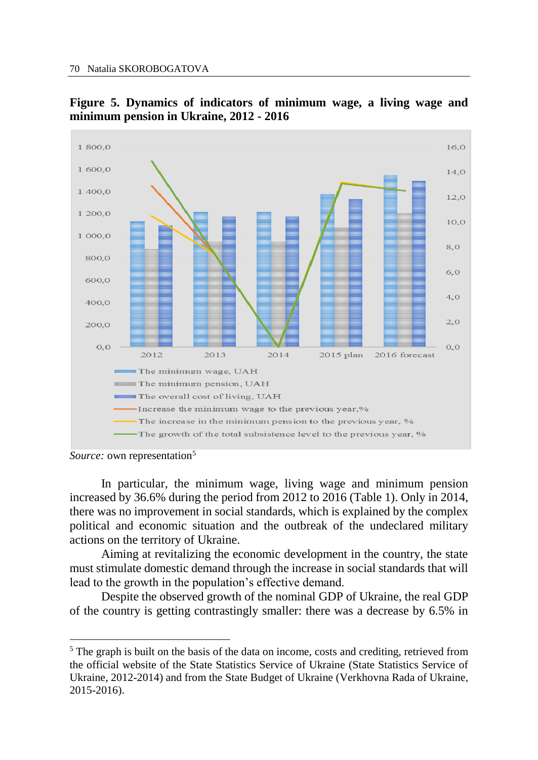**Figure 5. Dynamics of indicators of minimum wage, a living wage and minimum pension in Ukraine, 2012 - 2016**

*Source:* own representation[5]

In particular, the minimum wage, living wage and minimum pension increased by 36.6% during the period from 2012 to 2016 (Table 1). Only in 2014, there was no improvement in social standards, which is explained by the complex political and economic situation and the outbreak of the undeclared military actions on the territory of Ukraine.

Aiming at revitalizing the economic development in the country, the state must stimulate domestic demand through the increase in social standards that will lead to the growth in the population's effective demand.

Despite the observed growth of the nominal GDP of Ukraine, the real GDP of the country is getting contrastingly smaller: there was a decrease by 6.5% in

---

[5] The graph is built on the basis of the data on income, costs and crediting, retrieved from the official website of the State Statistics Service of Ukraine (State Statistics Service of Ukraine, 2012-2014) and from the State Budget of Ukraine (Verkhovna Rada of Ukraine, 2015-2016).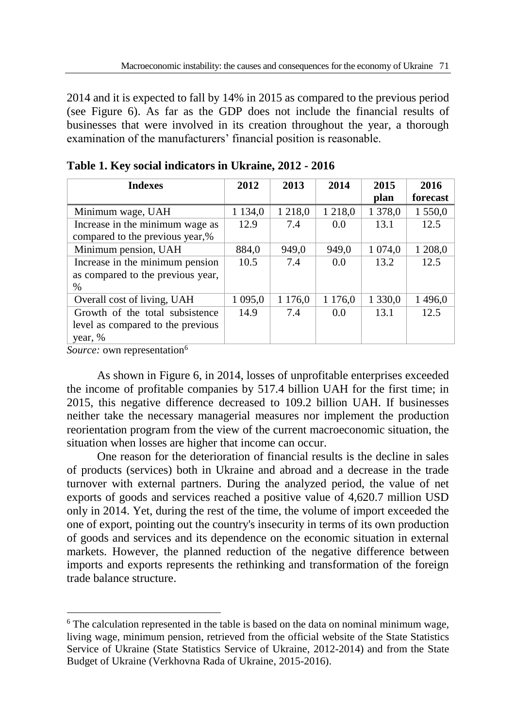2014 and it is expected to fall by 14% in 2015 as compared to the previous period (see Figure 6). As far as the GDP does not include the financial results of businesses that were involved in its creation throughout the year, a thorough examination of the manufacturers' financial position is reasonable.

**Table 1. Key social indicators in Ukraine, 2012 - 2016**

| Indexes | 2012 | 2013 | 2014 | 2015 plan | 2016 forecast |
|---|---|---|---|---|---|
| Minimum wage, UAH | 1 134,0 | 1 218,0 | 1 218,0 | 1 378,0 | 1 550,0 |
| Increase in the minimum wage as compared to the previous year,% | 12.9 | 7.4 | 0.0 | 13.1 | 12.5 |
| Minimum pension, UAH | 884,0 | 949,0 | 949,0 | 1 074,0 | 1 208,0 |
| Increase in the minimum pension as compared to the previous year, % | 10.5 | 7.4 | 0.0 | 13.2 | 12.5 |
| Overall cost of living, UAH | 1 095,0 | 1 176,0 | 1 176,0 | 1 330,0 | 1 496,0 |
| Growth of the total subsistence level as compared to the previous year, % | 14.9 | 7.4 | 0.0 | 13.1 | 12.5 |

*Source:* own representation[6]

As shown in Figure 6, in 2014, losses of unprofitable enterprises exceeded the income of profitable companies by 517.4 billion UAH for the first time; in 2015, this negative difference decreased to 109.2 billion UAH. If businesses neither take the necessary managerial measures nor implement the production reorientation program from the view of the current macroeconomic situation, the situation when losses are higher that income can occur.

One reason for the deterioration of financial results is the decline in sales of products (services) both in Ukraine and abroad and a decrease in the trade turnover with external partners. During the analyzed period, the value of net exports of goods and services reached a positive value of 4,620.7 million USD only in 2014. Yet, during the rest of the time, the volume of import exceeded the one of export, pointing out the country's insecurity in terms of its own production of goods and services and its dependence on the economic situation in external markets. However, the planned reduction of the negative difference between imports and exports represents the rethinking and transformation of the foreign trade balance structure.

[6] The calculation represented in the table is based on the data on nominal minimum wage, living wage, minimum pension, retrieved from the official website of the State Statistics Service of Ukraine (State Statistics Service of Ukraine, 2012-2014) and from the State Budget of Ukraine (Verkhovna Rada of Ukraine, 2015-2016).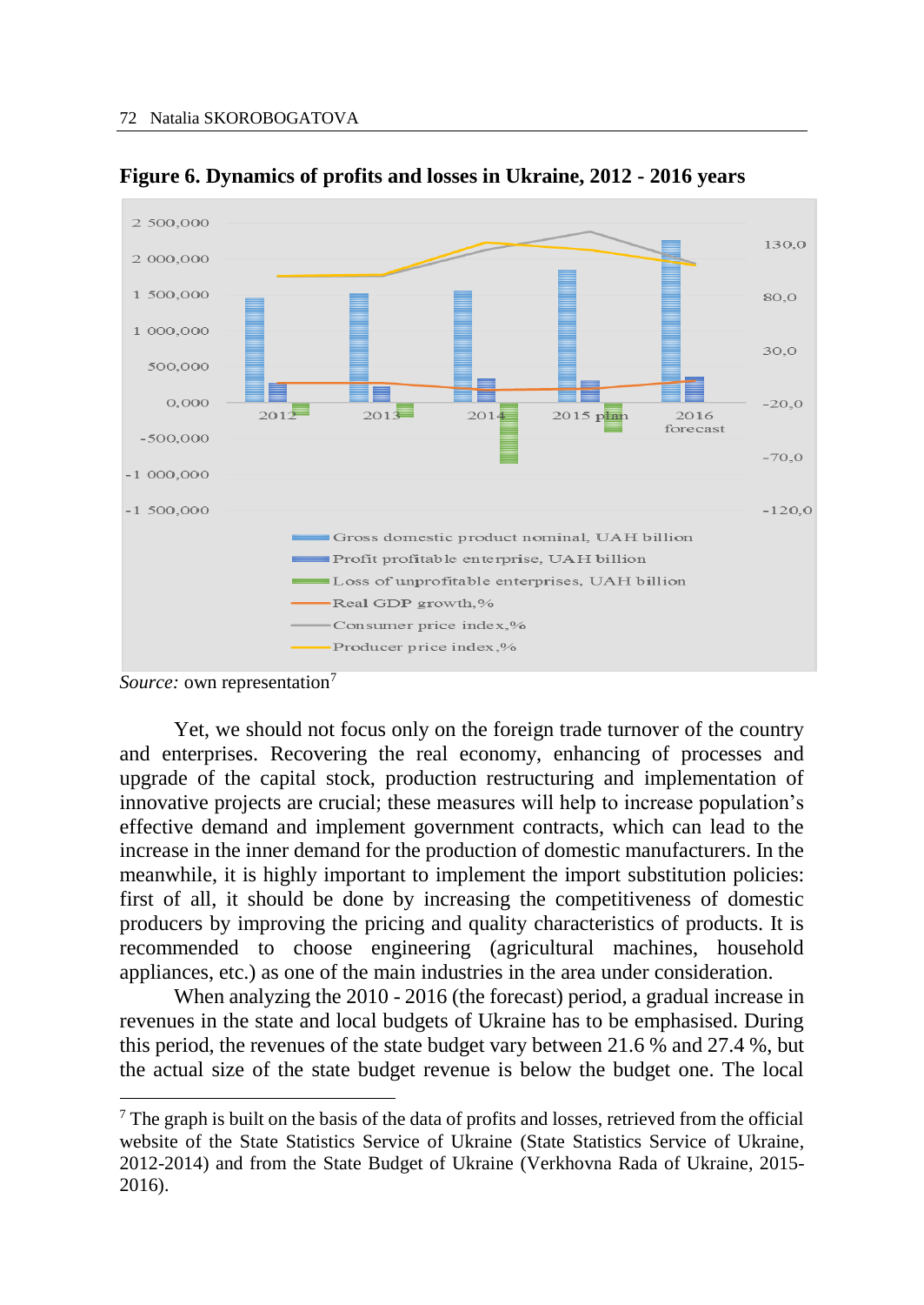**Figure 6. Dynamics of profits and losses in Ukraine, 2012 - 2016 years**

*Source:* own representation[7]

Yet, we should not focus only on the foreign trade turnover of the country and enterprises. Recovering the real economy, enhancing of processes and upgrade of the capital stock, production restructuring and implementation of innovative projects are crucial; these measures will help to increase population's effective demand and implement government contracts, which can lead to the increase in the inner demand for the production of domestic manufacturers. In the meanwhile, it is highly important to implement the import substitution policies: first of all, it should be done by increasing the competitiveness of domestic producers by improving the pricing and quality characteristics of products. It is recommended to choose engineering (agricultural machines, household appliances, etc.) as one of the main industries in the area under consideration.

When analyzing the 2010 - 2016 (the forecast) period, a gradual increase in revenues in the state and local budgets of Ukraine has to be emphasised. During this period, the revenues of the state budget vary between 21.6 % and 27.4 %, but the actual size of the state budget revenue is below the budget one. The local

[7] The graph is built on the basis of the data of profits and losses, retrieved from the official website of the State Statistics Service of Ukraine (State Statistics Service of Ukraine, 2012-2014) and from the State Budget of Ukraine (Verkhovna Rada of Ukraine, 2015-2016).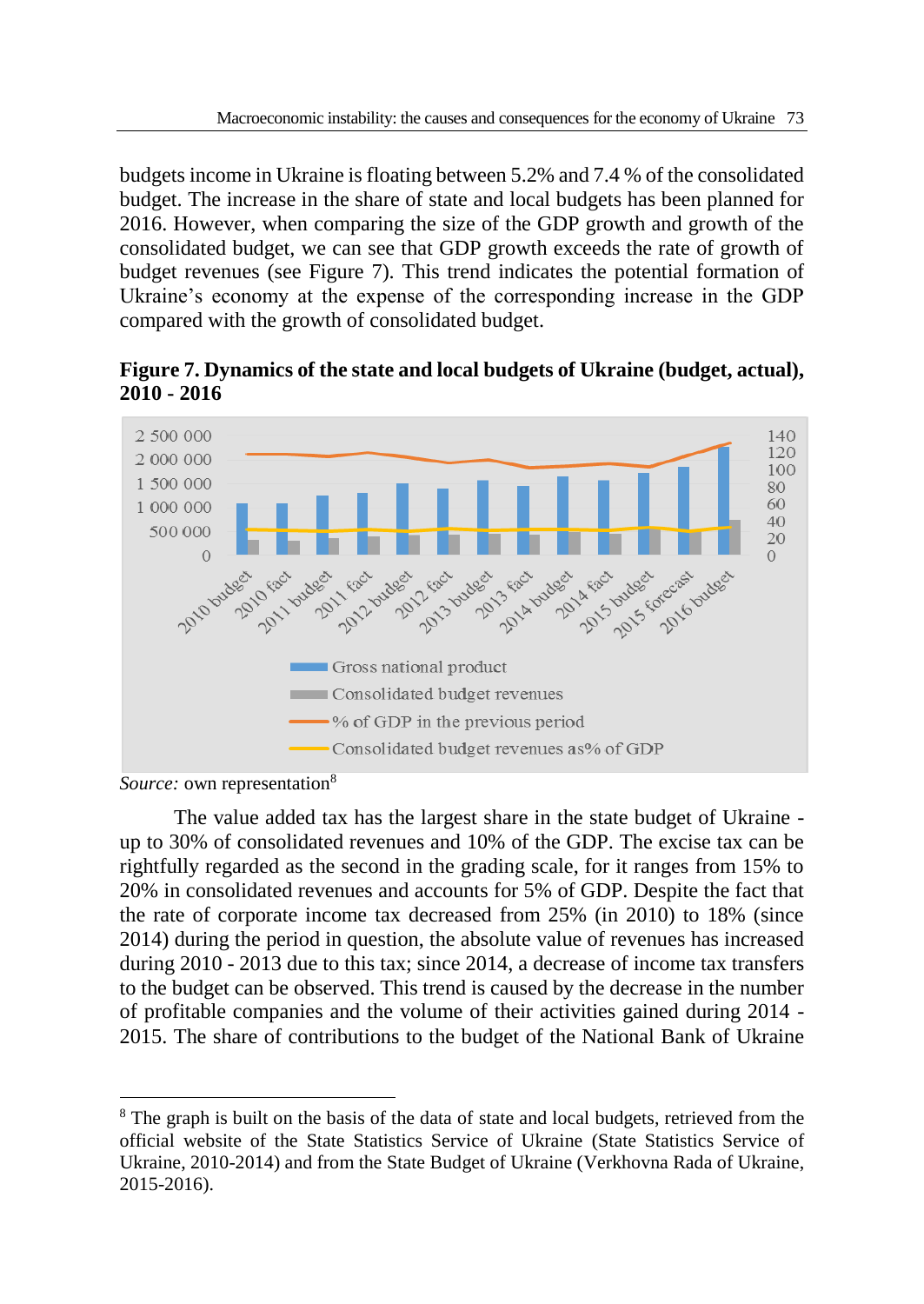budgets income in Ukraine is floating between 5.2% and 7.4 % of the consolidated budget. The increase in the share of state and local budgets has been planned for 2016. However, when comparing the size of the GDP growth and growth of the consolidated budget, we can see that GDP growth exceeds the rate of growth of budget revenues (see Figure 7). This trend indicates the potential formation of Ukraine's economy at the expense of the corresponding increase in the GDP compared with the growth of consolidated budget.

**Figure 7. Dynamics of the state and local budgets of Ukraine (budget, actual), 2010 - 2016**

*Source:* own representation[8]

The value added tax has the largest share in the state budget of Ukraine - up to 30% of consolidated revenues and 10% of the GDP. The excise tax can be rightfully regarded as the second in the grading scale, for it ranges from 15% to 20% in consolidated revenues and accounts for 5% of GDP. Despite the fact that the rate of corporate income tax decreased from 25% (in 2010) to 18% (since 2014) during the period in question, the absolute value of revenues has increased during 2010 - 2013 due to this tax; since 2014, a decrease of income tax transfers to the budget can be observed. This trend is caused by the decrease in the number of profitable companies and the volume of their activities gained during 2014 - 2015. The share of contributions to the budget of the National Bank of Ukraine

[8] The graph is built on the basis of the data of state and local budgets, retrieved from the official website of the State Statistics Service of Ukraine (State Statistics Service of Ukraine, 2010-2014) and from the State Budget of Ukraine (Verkhovna Rada of Ukraine, 2015-2016).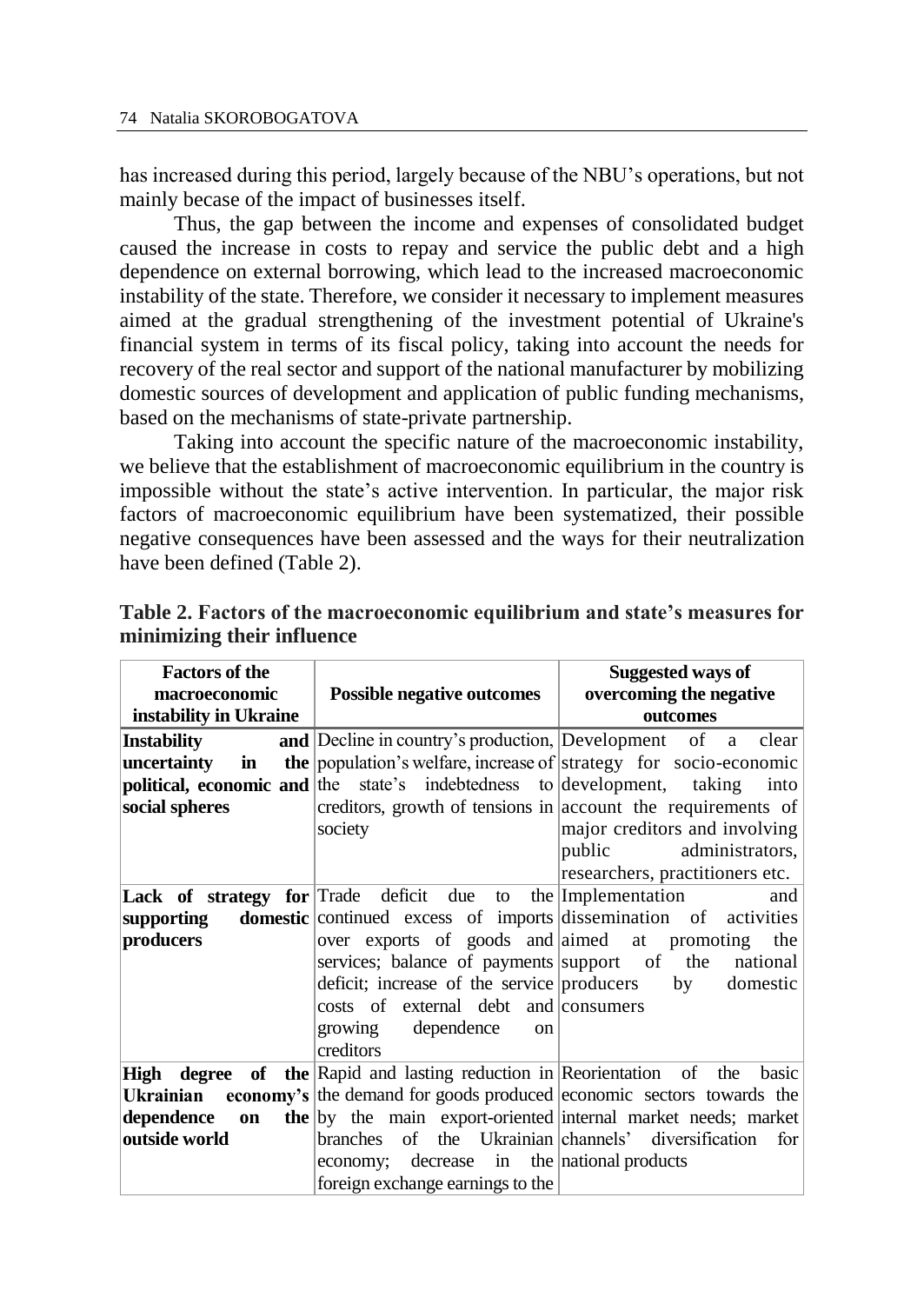has increased during this period, largely because of the NBU's operations, but not mainly becase of the impact of businesses itself.

Thus, the gap between the income and expenses of consolidated budget caused the increase in costs to repay and service the public debt and a high dependence on external borrowing, which lead to the increased macroeconomic instability of the state. Therefore, we consider it necessary to implement measures aimed at the gradual strengthening of the investment potential of Ukraine's financial system in terms of its fiscal policy, taking into account the needs for recovery of the real sector and support of the national manufacturer by mobilizing domestic sources of development and application of public funding mechanisms, based on the mechanisms of state-private partnership.

Taking into account the specific nature of the macroeconomic instability, we believe that the establishment of macroeconomic equilibrium in the country is impossible without the state's active intervention. In particular, the major risk factors of macroeconomic equilibrium have been systematized, their possible negative consequences have been assessed and the ways for their neutralization have been defined (Table 2).

**Table 2. Factors of the macroeconomic equilibrium and state's measures for minimizing their influence**

| Factors of the macroeconomic instability in Ukraine | Possible negative outcomes | Suggested ways of overcoming the negative outcomes |
|---|---|---|
| **Instability and uncertainty in the political, economic and social spheres** | Decline in country's production, population's welfare, increase of the state's indebtedness to creditors, growth of tensions in society | Development of a clear strategy for socio-economic development, taking into account the requirements of major creditors and involving public administrators, researchers, practitioners etc. |
| **Lack of strategy for supporting domestic producers** | Trade deficit due to the continued excess of imports over exports of goods and services; balance of payments deficit; increase of the service costs of external debt and growing dependence on creditors | Implementation and dissemination of activities aimed at promoting the support of the national producers by domestic consumers |
| **High degree of the Ukrainian economy's dependence on the outside world** | Rapid and lasting reduction in the demand for goods produced by the main export-oriented branches of the Ukrainian economy; decrease in the foreign exchange earnings to the | Reorientation of the basic economic sectors towards the internal market needs; market channels' diversification for national products |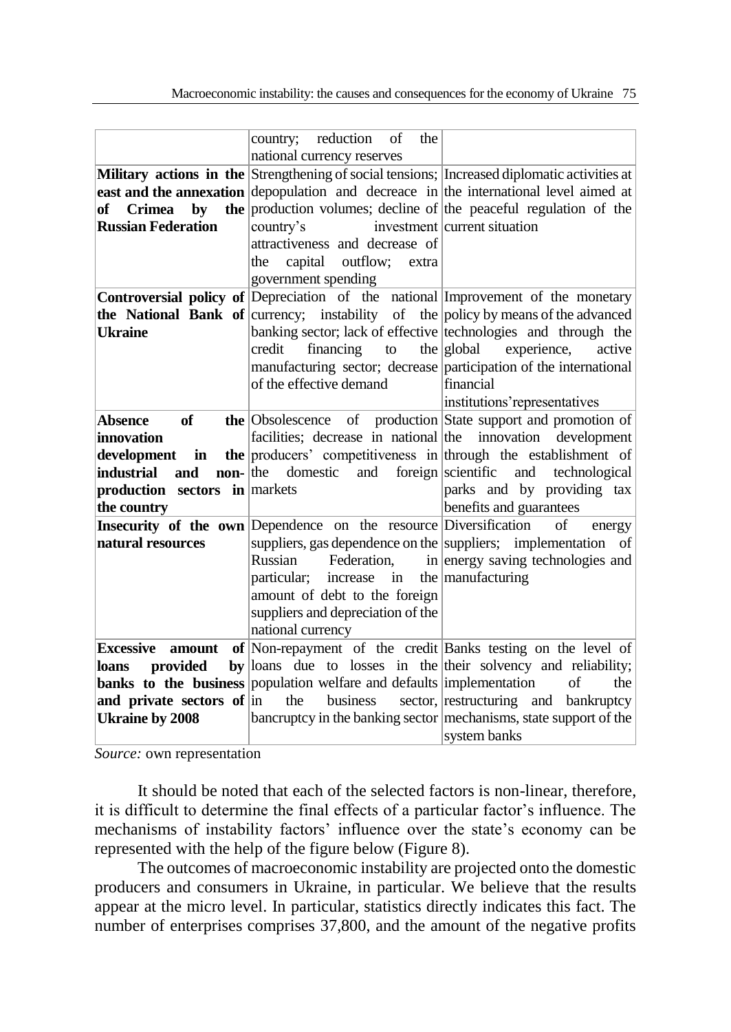| | country; reduction of the national currency reserves | |
|---|---|---|
| **Military actions in the east and the annexation of Crimea by the Russian Federation** | Strengthening of social tensions; depopulation and decrease in production volumes; decline of country's investment attractiveness and decrease of the capital outflow; extra government spending | Increased diplomatic activities at the international level aimed at the peaceful regulation of the current situation |
| **Controversial policy of the National Bank of Ukraine** | Depreciation of the national currency; instability of the banking sector; lack of effective credit financing to the manufacturing sector; decrease of the effective demand | Improvement of the monetary policy by means of the advanced technologies and through the global experience, active participation of the international financial institutions'representatives |
| **Absence of the innovation development in the industrial and non-production sectors in the country** | Obsolescence of production facilities; decrease in national producers' competitiveness in the domestic and foreign markets | State support and promotion of the innovation development through the establishment of scientific and technological parks and by providing tax benefits and guarantees |
| **Insecurity of the own natural resources** | Dependence on the resource suppliers, gas dependence on the Russian Federation, in particular; increase in the amount of debt to the foreign suppliers and depreciation of the national currency | Diversification of energy suppliers; implementation of energy saving technologies and manufacturing |
| **Excessive amount of loans provided by banks to the business and private sectors of Ukraine by 2008** | Non-repayment of the credit loans due to losses in the population welfare and defaults in the business sector, bancruptcy in the banking sector | Banks testing on the level of their solvency and reliability; implementation of the restructuring and bankruptcy mechanisms, state support of the system banks |

*Source:* own representation

It should be noted that each of the selected factors is non-linear, therefore, it is difficult to determine the final effects of a particular factor's influence. The mechanisms of instability factors' influence over the state's economy can be represented with the help of the figure below (Figure 8).

The outcomes of macroeconomic instability are projected onto the domestic producers and consumers in Ukraine, in particular. We believe that the results appear at the micro level. In particular, statistics directly indicates this fact. The number of enterprises comprises 37,800, and the amount of the negative profits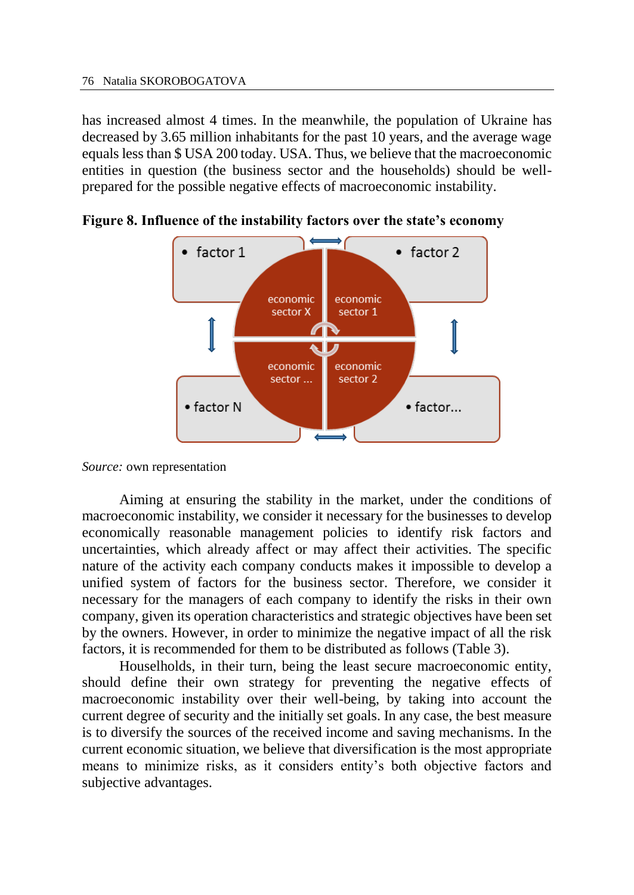has increased almost 4 times. In the meanwhile, the population of Ukraine has decreased by 3.65 million inhabitants for the past 10 years, and the average wage equals less than $ USA 200 today. USA. Thus, we believe that the macroeconomic entities in question (the business sector and the households) should be well-prepared for the possible negative effects of macroeconomic instability.

**Figure 8. Influence of the instability factors over the state's economy**

- factor 1
- factor 2
- factor N
- factor...

economic sector X

economic sector 1

economic sector ...

economic sector 2

*Source:* own representation

Aiming at ensuring the stability in the market, under the conditions of macroeconomic instability, we consider it necessary for the businesses to develop economically reasonable management policies to identify risk factors and uncertainties, which already affect or may affect their activities. The specific nature of the activity each company conducts makes it impossible to develop a unified system of factors for the business sector. Therefore, we consider it necessary for the managers of each company to identify the risks in their own company, given its operation characteristics and strategic objectives have been set by the owners. However, in order to minimize the negative impact of all the risk factors, it is recommended for them to be distributed as follows (Table 3).

Households, in their turn, being the least secure macroeconomic entity, should define their own strategy for preventing the negative effects of macroeconomic instability over their well-being, by taking into account the current degree of security and the initially set goals. In any case, the best measure is to diversify the sources of the received income and saving mechanisms. In the current economic situation, we believe that diversification is the most appropriate means to minimize risks, as it considers entity's both objective factors and subjective advantages.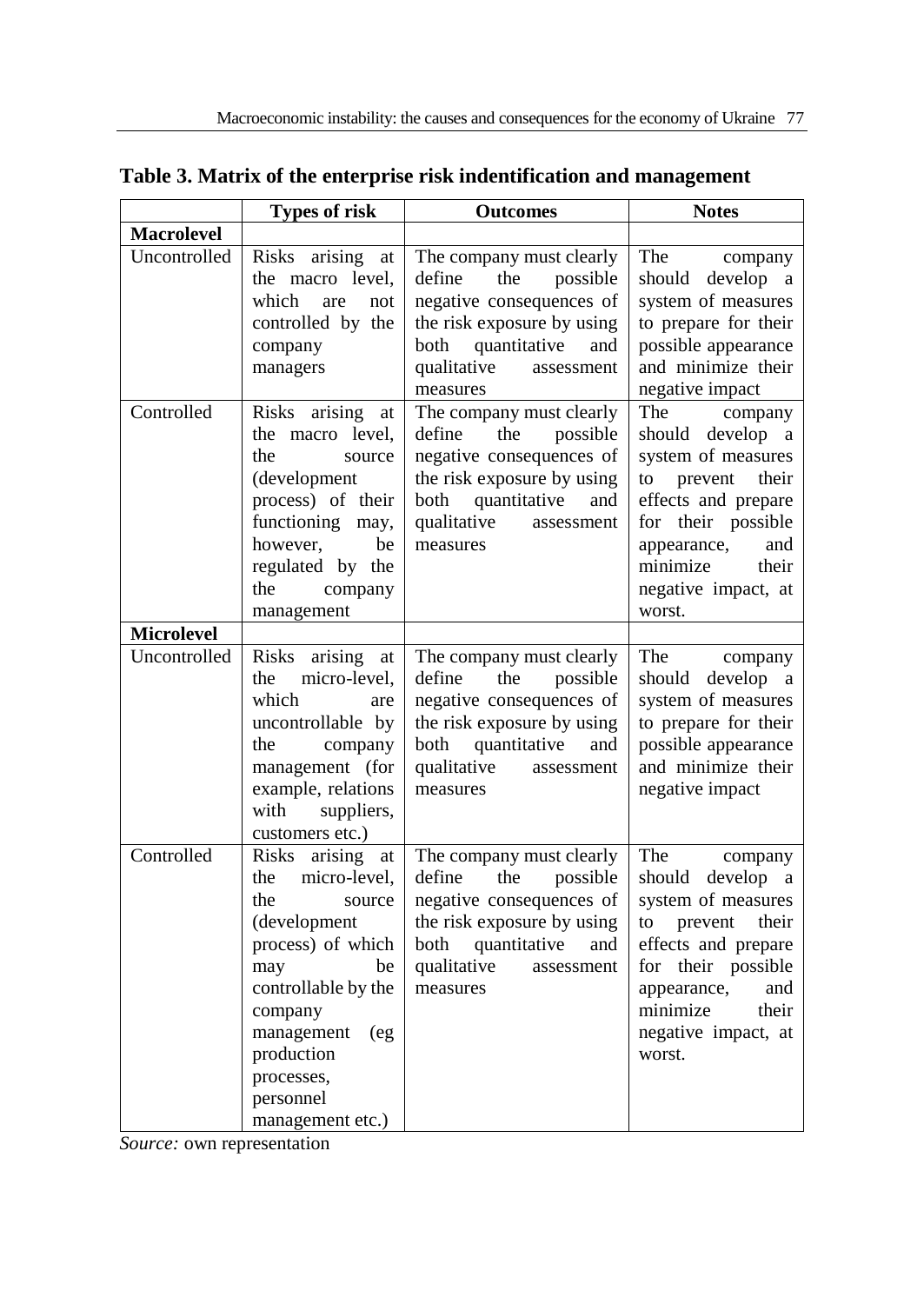**Table 3. Matrix of the enterprise risk indentification and management**

| | Types of risk | Outcomes | Notes |
|---|---|---|---|
| **Macrolevel** | | | |
| Uncontrolled | Risks arising at the macro level, which are not controlled by the company managers | The company must clearly define the possible negative consequences of the risk exposure by using both quantitative and qualitative assessment measures | The company should develop a system of measures to prepare for their possible appearance and minimize their negative impact |
| Controlled | Risks arising at the macro level, the source (development process) of their functioning may, however, be regulated by the the company management | The company must clearly define the possible negative consequences of the risk exposure by using both quantitative and qualitative assessment measures | The company should develop a system of measures to prevent their effects and prepare for their possible appearance, and minimize their negative impact, at worst. |
| **Microlevel** | | | |
| Uncontrolled | Risks arising at the micro-level, which are uncontrollable by the company management (for example, relations with suppliers, customers etc.) | The company must clearly define the possible negative consequences of the risk exposure by using both quantitative and qualitative assessment measures | The company should develop a system of measures to prepare for their possible appearance and minimize their negative impact |
| Controlled | Risks arising at the micro-level, the source (development process) of which may be controllable by the company management (eg production processes, personnel management etc.) | The company must clearly define the possible negative consequences of the risk exposure by using both quantitative and qualitative assessment measures | The company should develop a system of measures to prevent their effects and prepare for their possible appearance, and minimize their negative impact, at worst. |

*Source:* own representation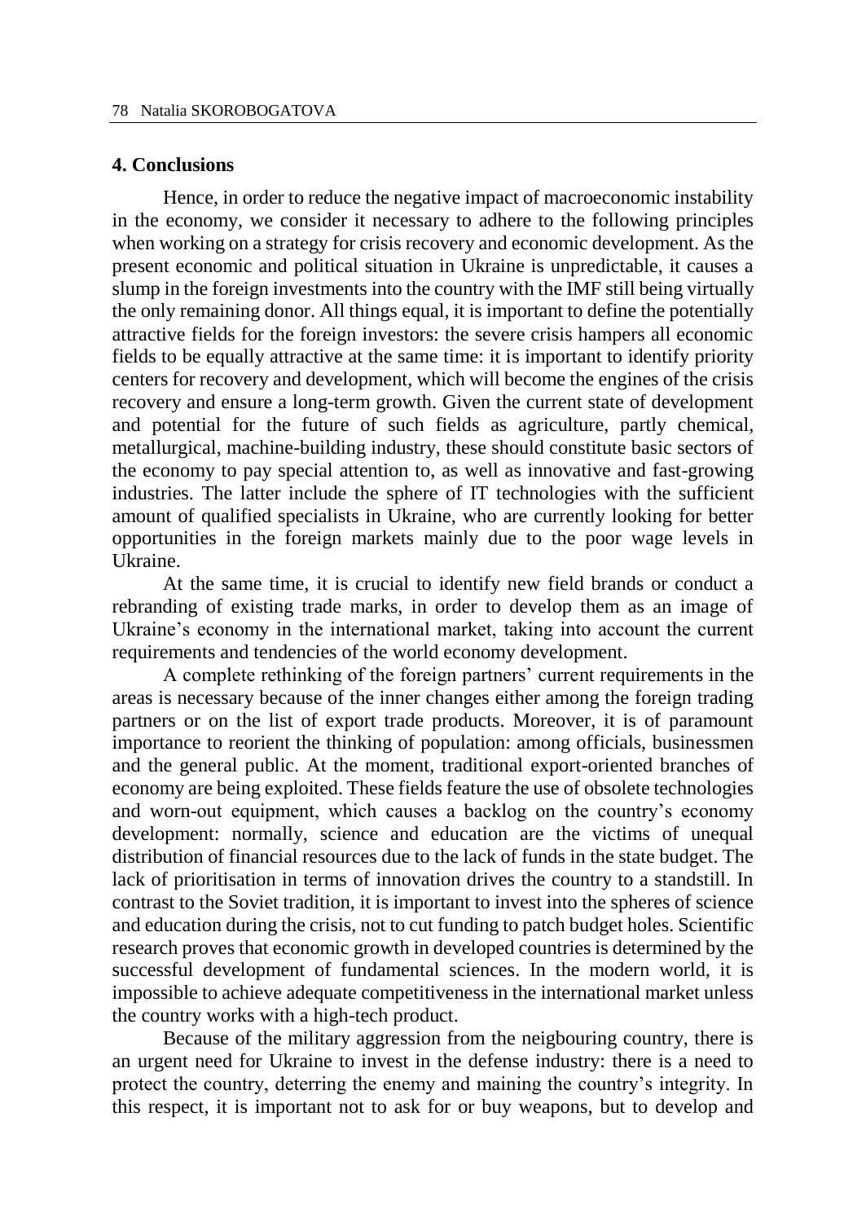## 4. Conclusions

Hence, in order to reduce the negative impact of macroeconomic instability in the economy, we consider it necessary to adhere to the following principles when working on a strategy for crisis recovery and economic development. As the present economic and political situation in Ukraine is unpredictable, it causes a slump in the foreign investments into the country with the IMF still being virtually the only remaining donor. All things equal, it is important to define the potentially attractive fields for the foreign investors: the severe crisis hampers all economic fields to be equally attractive at the same time: it is important to identify priority centers for recovery and development, which will become the engines of the crisis recovery and ensure a long-term growth. Given the current state of development and potential for the future of such fields as agriculture, partly chemical, metallurgical, machine-building industry, these should constitute basic sectors of the economy to pay special attention to, as well as innovative and fast-growing industries. The latter include the sphere of IT technologies with the sufficient amount of qualified specialists in Ukraine, who are currently looking for better opportunities in the foreign markets mainly due to the poor wage levels in Ukraine.

At the same time, it is crucial to identify new field brands or conduct a rebranding of existing trade marks, in order to develop them as an image of Ukraine's economy in the international market, taking into account the current requirements and tendencies of the world economy development.

A complete rethinking of the foreign partners' current requirements in the areas is necessary because of the inner changes either among the foreign trading partners or on the list of export trade products. Moreover, it is of paramount importance to reorient the thinking of population: among officials, businessmen and the general public. At the moment, traditional export-oriented branches of economy are being exploited. These fields feature the use of obsolete technologies and worn-out equipment, which causes a backlog on the country's economy development: normally, science and education are the victims of unequal distribution of financial resources due to the lack of funds in the state budget. The lack of prioritisation in terms of innovation drives the country to a standstill. In contrast to the Soviet tradition, it is important to invest into the spheres of science and education during the crisis, not to cut funding to patch budget holes. Scientific research proves that economic growth in developed countries is determined by the successful development of fundamental sciences. In the modern world, it is impossible to achieve adequate competitiveness in the international market unless the country works with a high-tech product.

Because of the military aggression from the neigbouring country, there is an urgent need for Ukraine to invest in the defense industry: there is a need to protect the country, deterring the enemy and maining the country's integrity. In this respect, it is important not to ask for or buy weapons, but to develop and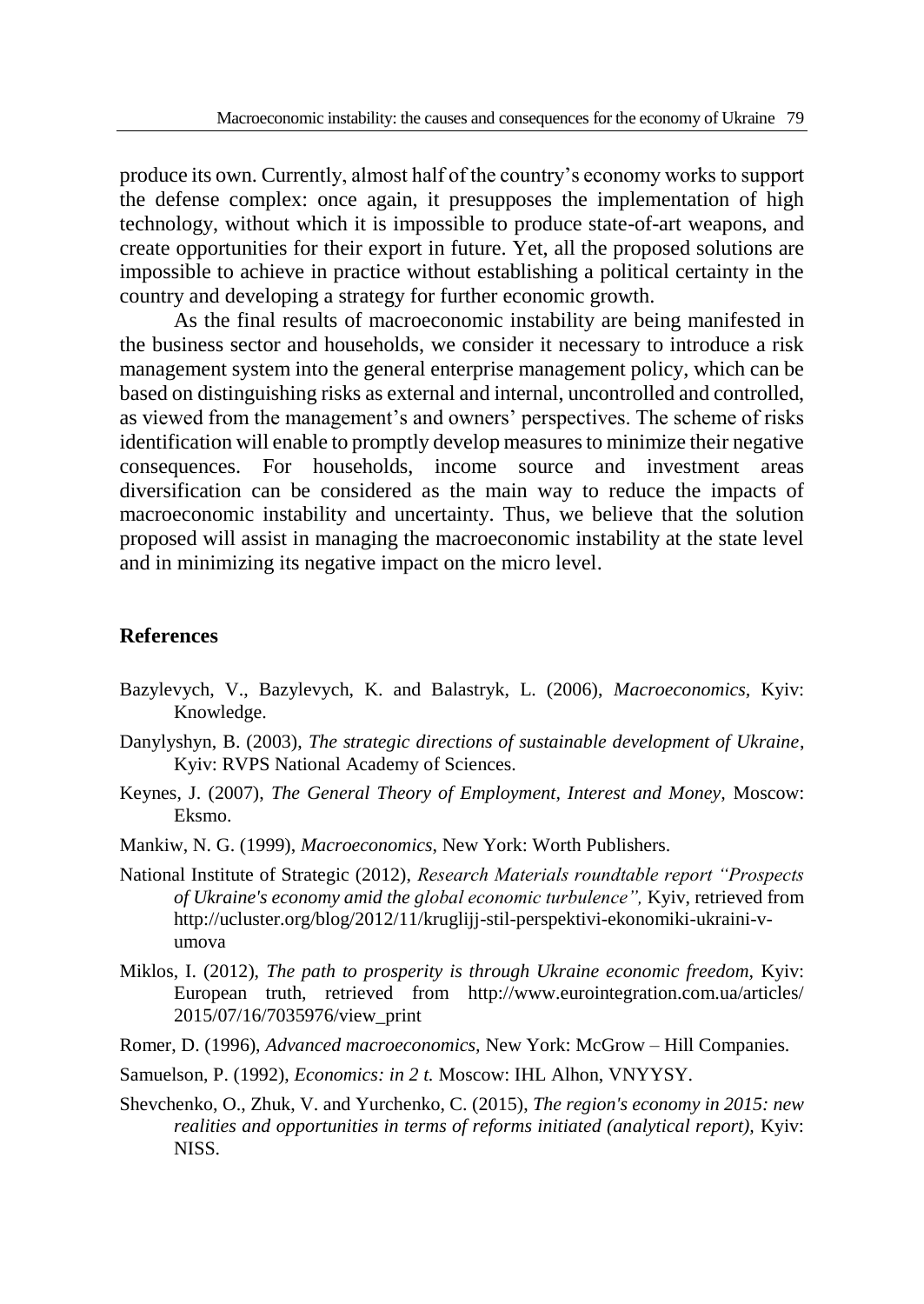produce its own. Currently, almost half of the country's economy works to support the defense complex: once again, it presupposes the implementation of high technology, without which it is impossible to produce state-of-art weapons, and create opportunities for their export in future. Yet, all the proposed solutions are impossible to achieve in practice without establishing a political certainty in the country and developing a strategy for further economic growth.

As the final results of macroeconomic instability are being manifested in the business sector and households, we consider it necessary to introduce a risk management system into the general enterprise management policy, which can be based on distinguishing risks as external and internal, uncontrolled and controlled, as viewed from the management's and owners' perspectives. The scheme of risks identification will enable to promptly develop measures to minimize their negative consequences. For households, income source and investment areas diversification can be considered as the main way to reduce the impacts of macroeconomic instability and uncertainty. Thus, we believe that the solution proposed will assist in managing the macroeconomic instability at the state level and in minimizing its negative impact on the micro level.

## References

Bazylevych, V., Bazylevych, K. and Balastryk, L. (2006), *Macroeconomics*, Kyiv: Knowledge.

Danylyshyn, B. (2003), *The strategic directions of sustainable development of Ukraine*, Kyiv: RVPS National Academy of Sciences.

Keynes, J. (2007), *The General Theory of Employment, Interest and Money*, Moscow: Eksmo.

Mankiw, N. G. (1999), *Macroeconomics*, New York: Worth Publishers.

National Institute of Strategic (2012), *Research Materials roundtable report "Prospects of Ukraine's economy amid the global economic turbulence",* Kyiv, retrieved from http://ucluster.org/blog/2012/11/kruglijj-stil-perspektivi-ekonomiki-ukraini-v-umova

Miklos, I. (2012), *The path to prosperity is through Ukraine economic freedom*, Kyiv: European truth, retrieved from http://www.eurointegration.com.ua/articles/2015/07/16/7035976/view_print

Romer, D. (1996), *Advanced macroeconomics,* New York: McGrow – Hill Companies.

Samuelson, P. (1992), *Economics: in 2 t.* Moscow: IHL Alhon, VNYYSY.

Shevchenko, O., Zhuk, V. and Yurchenko, C. (2015), *The region's economy in 2015: new realities and opportunities in terms of reforms initiated (analytical report),* Kyiv: NISS.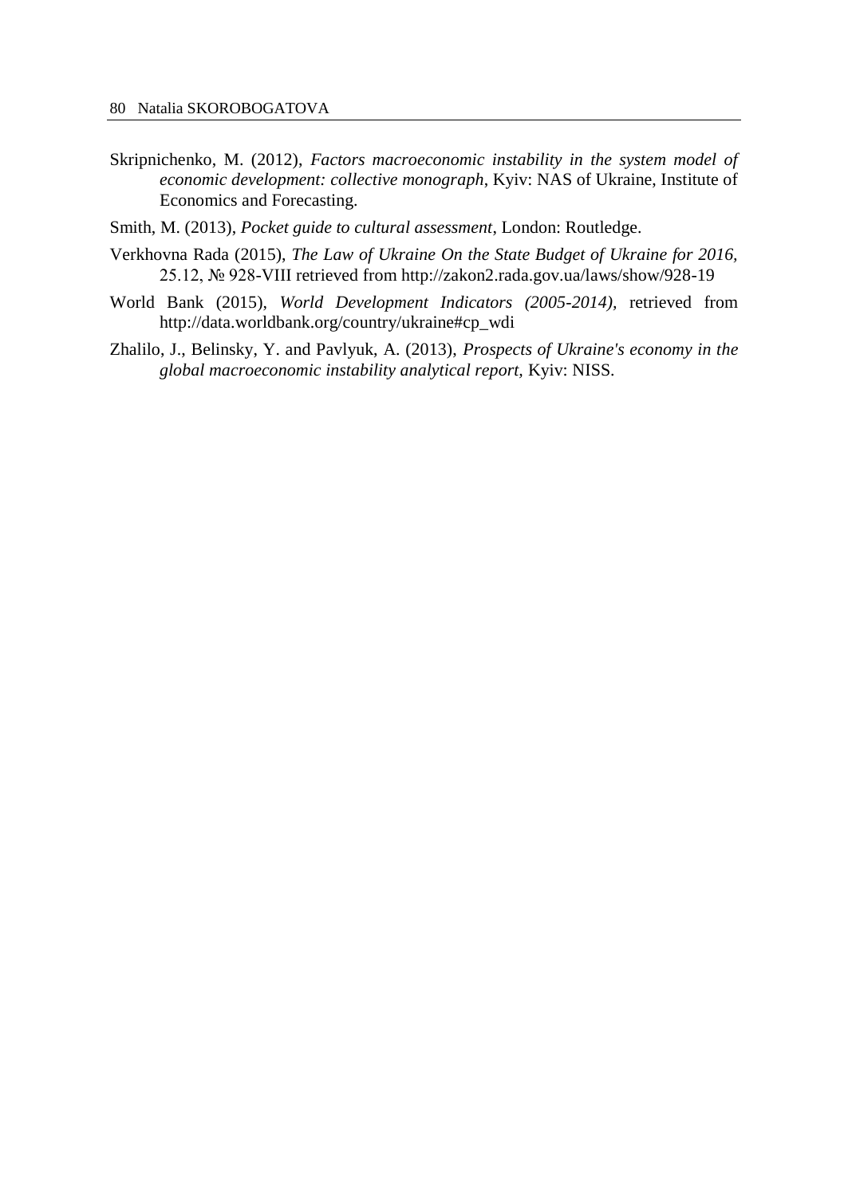Skripnichenko, M. (2012), *Factors macroeconomic instability in the system model of economic development: collective monograph*, Kyiv: NAS of Ukraine, Institute of Economics and Forecasting.

Smith, M. (2013), *Pocket guide to cultural assessment*, London: Routledge.

Verkhovna Rada (2015), *The Law of Ukraine On the State Budget of Ukraine for 2016,* 25.12, № 928-VIII retrieved from http://zakon2.rada.gov.ua/laws/show/928-19

World Bank (2015), *World Development Indicators (2005-2014)*, retrieved from http://data.worldbank.org/country/ukraine#cp_wdi

Zhalilo, J., Belinsky, Y. and Pavlyuk, A. (2013), *Prospects of Ukraine's economy in the global macroeconomic instability analytical report,* Kyiv: NISS.